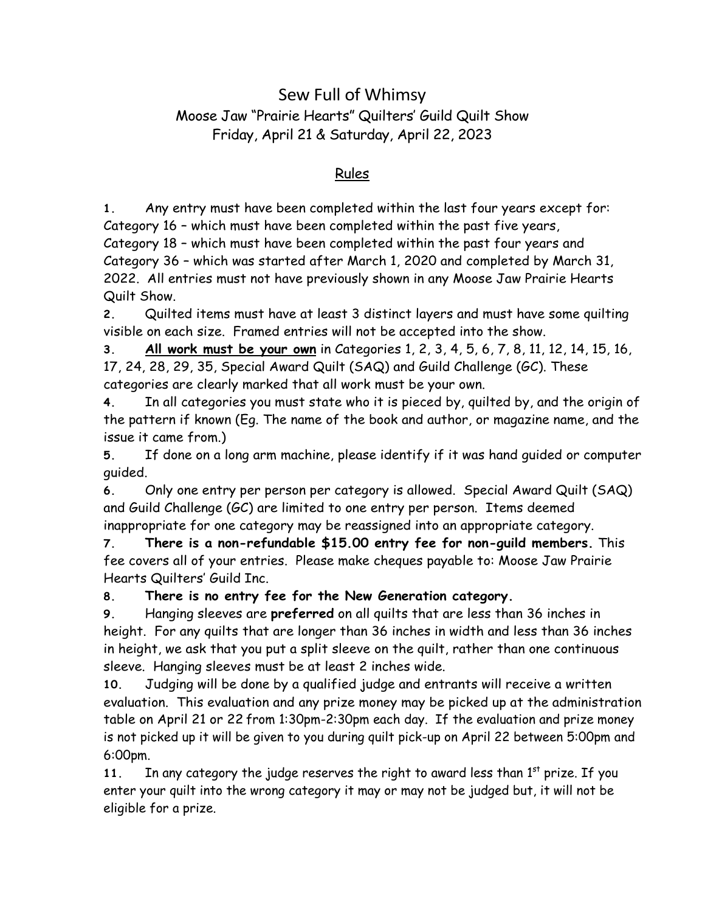# Sew Full of Whimsy

## Moose Jaw "Prairie Hearts" Quilters' Guild Quilt Show

## Friday, April 21 & Saturday, April 22, 2023

### Rules

1. Any entry must have been completed within the last four years except for: Category 16 – which must have been completed within the past five years, Category 18 – which must have been completed within the past four years and Category 36 – which was started after March 1, 2020 and completed by March 31, 2022. All entries must not have previously shown in any Moose Jaw Prairie Hearts Quilt Show.
2. Quilted items must have at least 3 distinct layers and must have some quilting visible on each size. Framed entries will not be accepted into the show.
3. **All work must be your own** in Categories 1, 2, 3, 4, 5, 6, 7, 8, 11, 12, 14, 15, 16, 17, 24, 28, 29, 35, Special Award Quilt (SAQ) and Guild Challenge (GC). These categories are clearly marked that all work must be your own.
4. In all categories you must state who it is pieced by, quilted by, and the origin of the pattern if known (Eg. The name of the book and author, or magazine name, and the issue it came from.)
5. If done on a long arm machine, please identify if it was hand guided or computer guided.
6. Only one entry per person per category is allowed. Special Award Quilt (SAQ) and Guild Challenge (GC) are limited to one entry per person. Items deemed inappropriate for one category may be reassigned into an appropriate category.
7. **There is a non-refundable $15.00 entry fee for non-guild members.** This fee covers all of your entries. Please make cheques payable to: Moose Jaw Prairie Hearts Quilters' Guild Inc.
8. **There is no entry fee for the New Generation category.**
9. Hanging sleeves are **preferred** on all quilts that are less than 36 inches in height. For any quilts that are longer than 36 inches in width and less than 36 inches in height, we ask that you put a split sleeve on the quilt, rather than one continuous sleeve. Hanging sleeves must be at least 2 inches wide.
10. Judging will be done by a qualified judge and entrants will receive a written evaluation. This evaluation and any prize money may be picked up at the administration table on April 21 or 22 from 1:30pm-2:30pm each day. If the evaluation and prize money is not picked up it will be given to you during quilt pick-up on April 22 between 5:00pm and 6:00pm.
11. In any category the judge reserves the right to award less than 1st prize. If you enter your quilt into the wrong category it may or may not be judged but, it will not be eligible for a prize.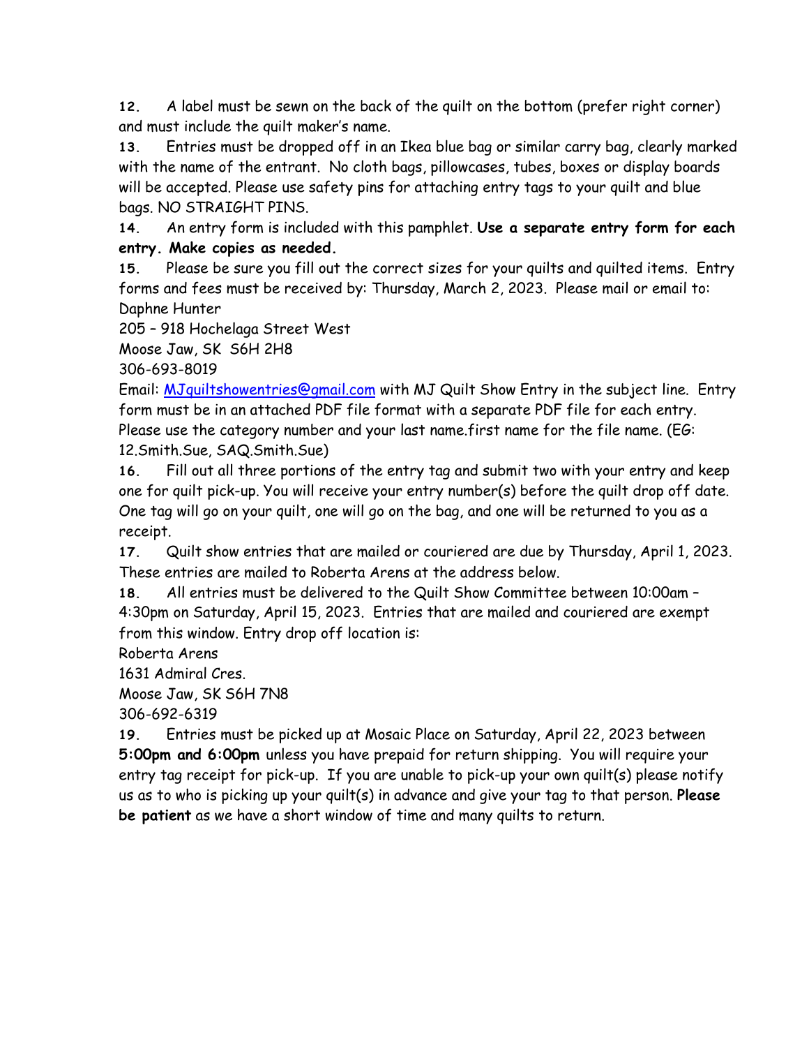**12.** A label must be sewn on the back of the quilt on the bottom (prefer right corner) and must include the quilt maker's name.

**13.** Entries must be dropped off in an Ikea blue bag or similar carry bag, clearly marked with the name of the entrant. No cloth bags, pillowcases, tubes, boxes or display boards will be accepted. Please use safety pins for attaching entry tags to your quilt and blue bags. NO STRAIGHT PINS.

**14.** An entry form is included with this pamphlet. **Use a separate entry form for each entry. Make copies as needed.**

**15.** Please be sure you fill out the correct sizes for your quilts and quilted items. Entry forms and fees must be received by: Thursday, March 2, 2023. Please mail or email to:
Daphne Hunter
205 – 918 Hochelaga Street West
Moose Jaw, SK S6H 2H8
306-693-8019
Email: MJquiltshowentries@gmail.com with MJ Quilt Show Entry in the subject line. Entry form must be in an attached PDF file format with a separate PDF file for each entry. Please use the category number and your last name.first name for the file name. (EG: 12.Smith.Sue, SAQ.Smith.Sue)

**16.** Fill out all three portions of the entry tag and submit two with your entry and keep one for quilt pick-up. You will receive your entry number(s) before the quilt drop off date. One tag will go on your quilt, one will go on the bag, and one will be returned to you as a receipt.

**17.** Quilt show entries that are mailed or couriered are due by Thursday, April 1, 2023. These entries are mailed to Roberta Arens at the address below.

**18.** All entries must be delivered to the Quilt Show Committee between 10:00am – 4:30pm on Saturday, April 15, 2023. Entries that are mailed and couriered are exempt from this window. Entry drop off location is:
Roberta Arens
1631 Admiral Cres.
Moose Jaw, SK S6H 7N8
306-692-6319

**19.** Entries must be picked up at Mosaic Place on Saturday, April 22, 2023 between **5:00pm and 6:00pm** unless you have prepaid for return shipping. You will require your entry tag receipt for pick-up. If you are unable to pick-up your own quilt(s) please notify us as to who is picking up your quilt(s) in advance and give your tag to that person. **Please be patient** as we have a short window of time and many quilts to return.